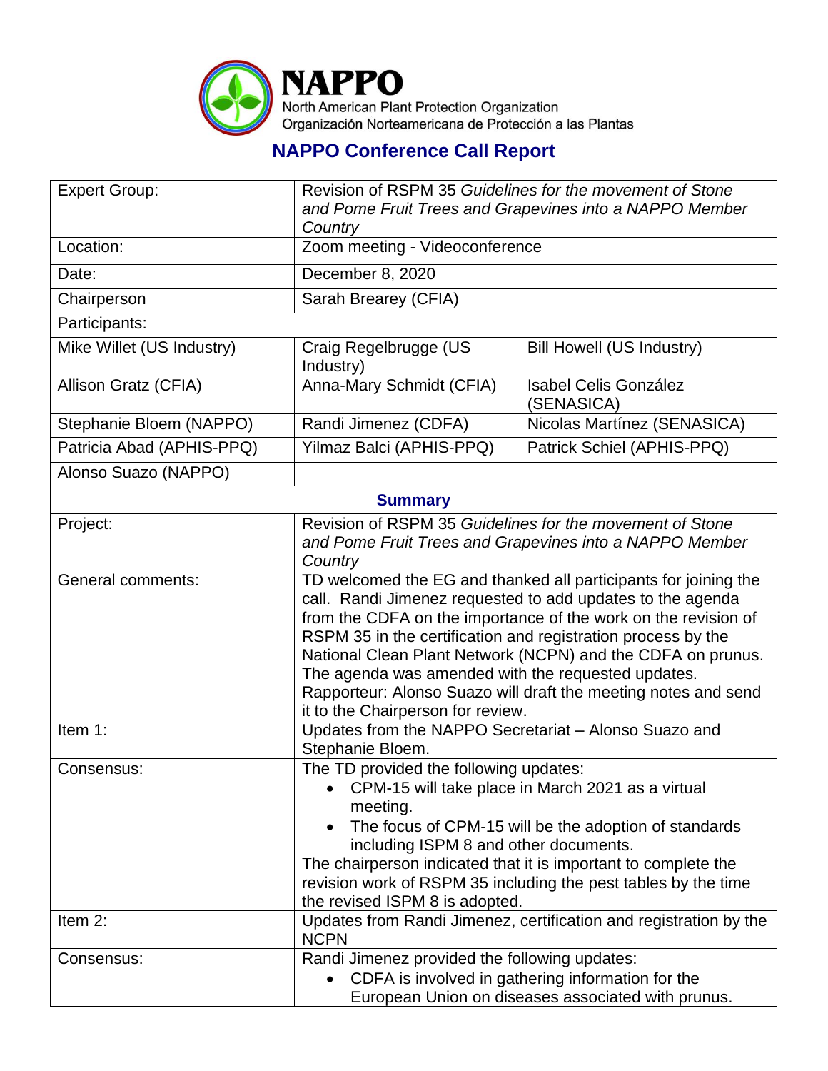# NAPPO

North American Plant Protection Organization
Organización Norteamericana de Protección a las Plantas

## NAPPO Conference Call Report

| Expert Group: | Revision of RSPM 35 *Guidelines for the movement of Stone and Pome Fruit Trees and Grapevines into a NAPPO Member Country* | |
|---|---|---|
| Location: | Zoom meeting - Videoconference | |
| Date: | December 8, 2020 | |
| Chairperson | Sarah Brearey (CFIA) | |
| Participants: | | |
| Mike Willet (US Industry) | Craig Regelbrugge (US Industry) | Bill Howell (US Industry) |
| Allison Gratz (CFIA) | Anna-Mary Schmidt (CFIA) | Isabel Celis González (SENASICA) |
| Stephanie Bloem (NAPPO) | Randi Jimenez (CDFA) | Nicolas Martínez (SENASICA) |
| Patricia Abad (APHIS-PPQ) | Yilmaz Balci (APHIS-PPQ) | Patrick Schiel (APHIS-PPQ) |
| Alonso Suazo (NAPPO) | | |

| **Summary** | |
|---|---|
| Project: | Revision of RSPM 35 *Guidelines for the movement of Stone and Pome Fruit Trees and Grapevines into a NAPPO Member Country* |
| General comments: | TD welcomed the EG and thanked all participants for joining the call. Randi Jimenez requested to add updates to the agenda from the CDFA on the importance of the work on the revision of RSPM 35 in the certification and registration process by the National Clean Plant Network (NCPN) and the CDFA on prunus. The agenda was amended with the requested updates. Rapporteur: Alonso Suazo will draft the meeting notes and send it to the Chairperson for review. |
| Item 1: | Updates from the NAPPO Secretariat – Alonso Suazo and Stephanie Bloem. |
| Consensus: | The TD provided the following updates:<br>• CPM-15 will take place in March 2021 as a virtual meeting.<br>• The focus of CPM-15 will be the adoption of standards including ISPM 8 and other documents.<br>The chairperson indicated that it is important to complete the revision work of RSPM 35 including the pest tables by the time the revised ISPM 8 is adopted. |
| Item 2: | Updates from Randi Jimenez, certification and registration by the NCPN |
| Consensus: | Randi Jimenez provided the following updates:<br>• CDFA is involved in gathering information for the European Union on diseases associated with prunus. |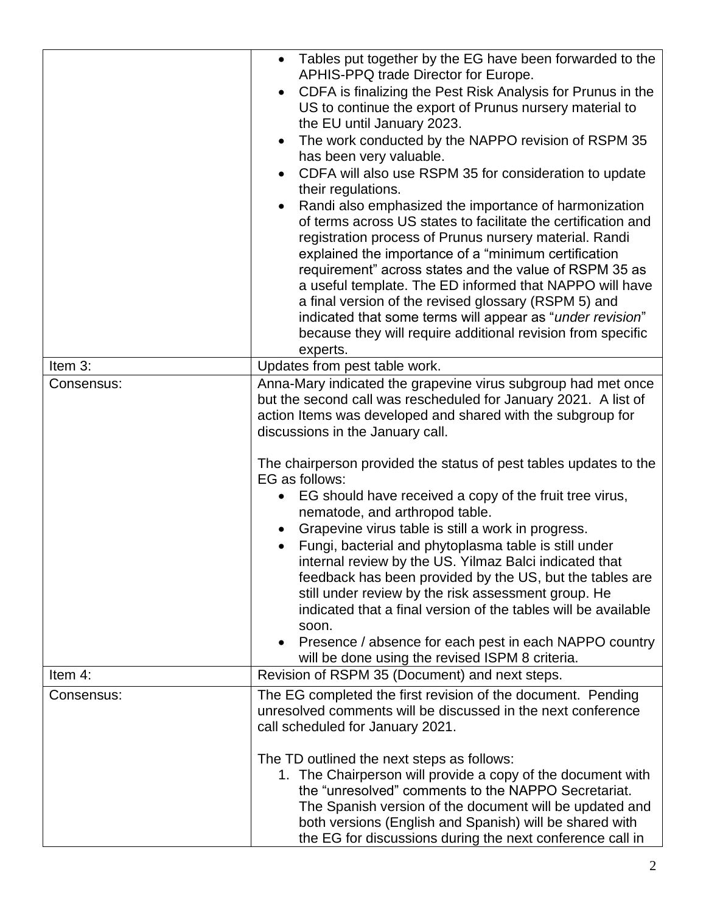| | |
|---|---|
| | • Tables put together by the EG have been forwarded to the APHIS-PPQ trade Director for Europe.<br>• CDFA is finalizing the Pest Risk Analysis for Prunus in the US to continue the export of Prunus nursery material to the EU until January 2023.<br>• The work conducted by the NAPPO revision of RSPM 35 has been very valuable.<br>• CDFA will also use RSPM 35 for consideration to update their regulations.<br>• Randi also emphasized the importance of harmonization of terms across US states to facilitate the certification and registration process of Prunus nursery material. Randi explained the importance of a "minimum certification requirement" across states and the value of RSPM 35 as a useful template. The ED informed that NAPPO will have a final version of the revised glossary (RSPM 5) and indicated that some terms will appear as "*under revision*" because they will require additional revision from specific experts. |
| Item 3: | Updates from pest table work. |
| Consensus: | Anna-Mary indicated the grapevine virus subgroup had met once but the second call was rescheduled for January 2021. A list of action Items was developed and shared with the subgroup for discussions in the January call.<br><br>The chairperson provided the status of pest tables updates to the EG as follows:<br>• EG should have received a copy of the fruit tree virus, nematode, and arthropod table.<br>• Grapevine virus table is still a work in progress.<br>• Fungi, bacterial and phytoplasma table is still under internal review by the US. Yilmaz Balci indicated that feedback has been provided by the US, but the tables are still under review by the risk assessment group. He indicated that a final version of the tables will be available soon.<br>• Presence / absence for each pest in each NAPPO country will be done using the revised ISPM 8 criteria. |
| Item 4: | Revision of RSPM 35 (Document) and next steps. |
| Consensus: | The EG completed the first revision of the document. Pending unresolved comments will be discussed in the next conference call scheduled for January 2021.<br><br>The TD outlined the next steps as follows:<br>1. The Chairperson will provide a copy of the document with the "unresolved" comments to the NAPPO Secretariat. The Spanish version of the document will be updated and both versions (English and Spanish) will be shared with the EG for discussions during the next conference call in |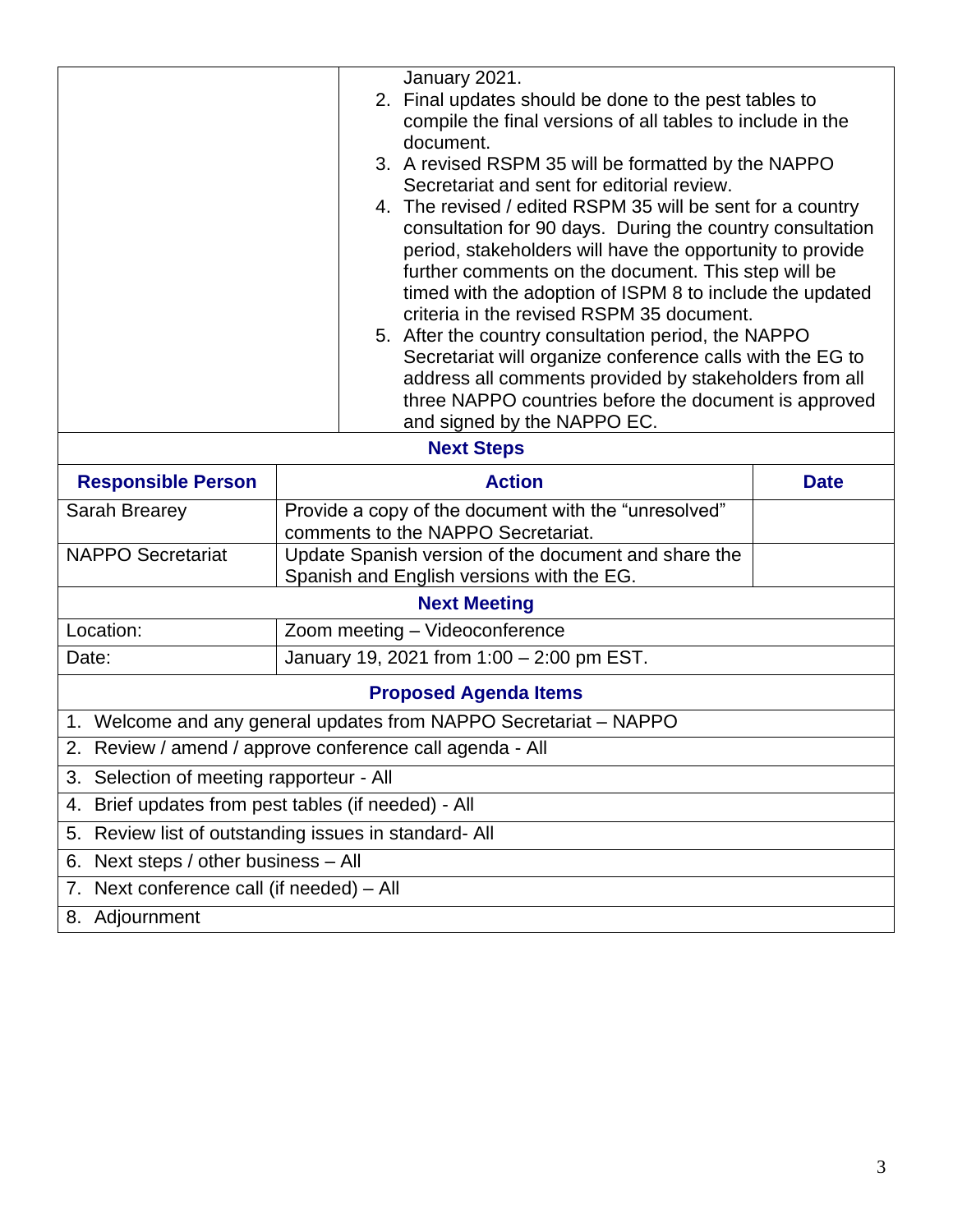| | |
|---|---|
| | January 2021.<br>2. Final updates should be done to the pest tables to compile the final versions of all tables to include in the document.<br>3. A revised RSPM 35 will be formatted by the NAPPO Secretariat and sent for editorial review.<br>4. The revised / edited RSPM 35 will be sent for a country consultation for 90 days. During the country consultation period, stakeholders will have the opportunity to provide further comments on the document. This step will be timed with the adoption of ISPM 8 to include the updated criteria in the revised RSPM 35 document.<br>5. After the country consultation period, the NAPPO Secretariat will organize conference calls with the EG to address all comments provided by stakeholders from all three NAPPO countries before the document is approved and signed by the NAPPO EC. |

**Next Steps**

| Responsible Person | Action | Date |
|---|---|---|
| Sarah Brearey | Provide a copy of the document with the "unresolved" comments to the NAPPO Secretariat. | |
| NAPPO Secretariat | Update Spanish version of the document and share the Spanish and English versions with the EG. | |

**Next Meeting**

| | |
|---|---|
| Location: | Zoom meeting – Videoconference |
| Date: | January 19, 2021 from 1:00 – 2:00 pm EST. |

**Proposed Agenda Items**

1. Welcome and any general updates from NAPPO Secretariat – NAPPO
2. Review / amend / approve conference call agenda - All
3. Selection of meeting rapporteur - All
4. Brief updates from pest tables (if needed) - All
5. Review list of outstanding issues in standard- All
6. Next steps / other business – All
7. Next conference call (if needed) – All
8. Adjournment